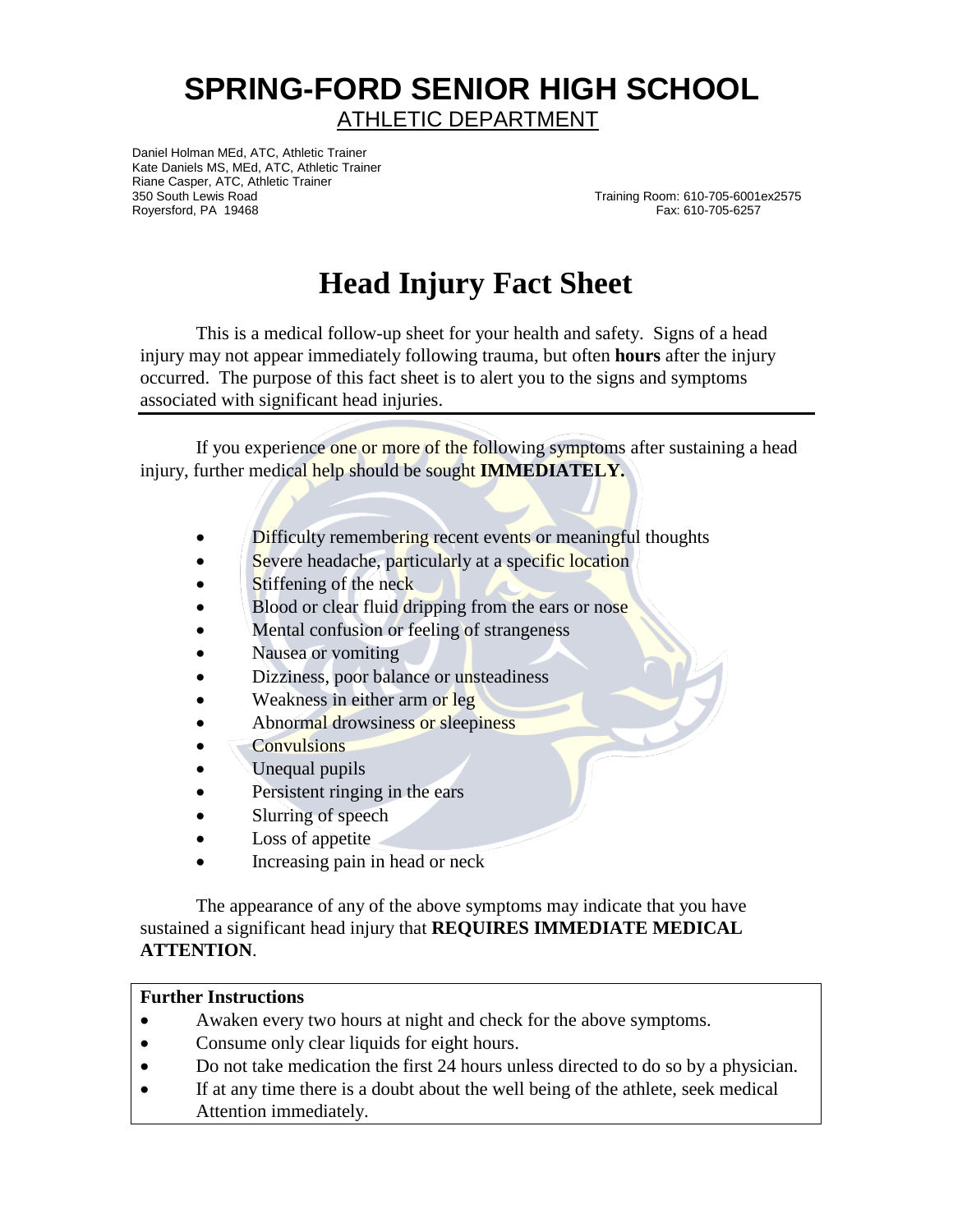# SPRING-FORD SENIOR HIGH SCHOOL

ATHLETIC DEPARTMENT

Daniel Holman MEd, ATC, Athletic Trainer
Kate Daniels MS, MEd, ATC, Athletic Trainer
Riane Casper, ATC, Athletic Trainer
350 South Lewis Road
Royersford, PA 19468

Training Room: 610-705-6001ex2575
Fax: 610-705-6257

# Head Injury Fact Sheet

This is a medical follow-up sheet for your health and safety. Signs of a head injury may not appear immediately following trauma, but often **hours** after the injury occurred. The purpose of this fact sheet is to alert you to the signs and symptoms associated with significant head injuries.

---

If you experience one or more of the following symptoms after sustaining a head injury, further medical help should be sought **IMMEDIATELY.**

- Difficulty remembering recent events or meaningful thoughts
- Severe headache, particularly at a specific location
- Stiffening of the neck
- Blood or clear fluid dripping from the ears or nose
- Mental confusion or feeling of strangeness
- Nausea or vomiting
- Dizziness, poor balance or unsteadiness
- Weakness in either arm or leg
- Abnormal drowsiness or sleepiness
- Convulsions
- Unequal pupils
- Persistent ringing in the ears
- Slurring of speech
- Loss of appetite
- Increasing pain in head or neck

The appearance of any of the above symptoms may indicate that you have sustained a significant head injury that **REQUIRES IMMEDIATE MEDICAL ATTENTION**.

**Further Instructions**

- Awaken every two hours at night and check for the above symptoms.
- Consume only clear liquids for eight hours.
- Do not take medication the first 24 hours unless directed to do so by a physician.
- If at any time there is a doubt about the well being of the athlete, seek medical Attention immediately.